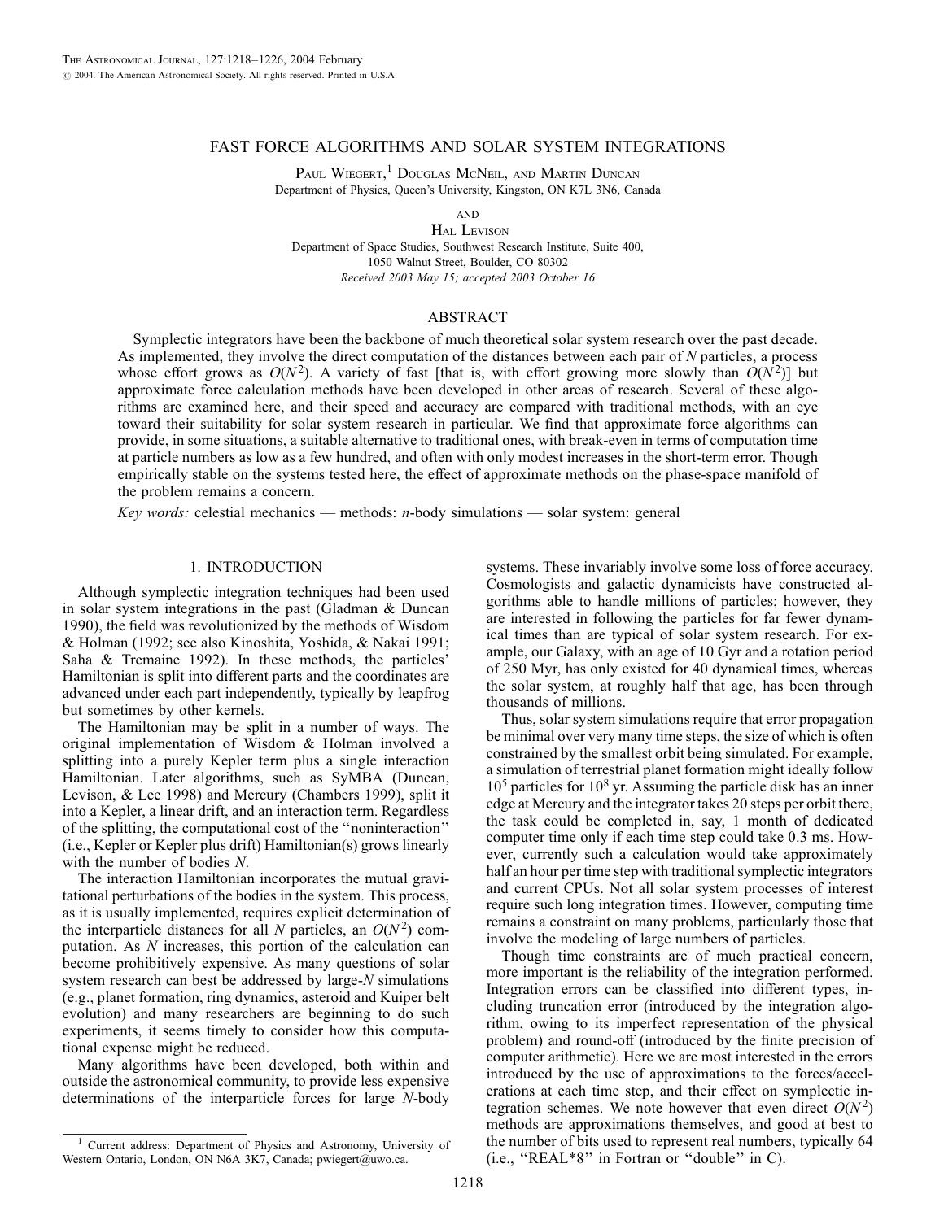# FAST FORCE ALGORITHMS AND SOLAR SYSTEM INTEGRATIONS

Paul Wiegert,[1] Douglas McNeil, and Martin Duncan
Department of Physics, Queen's University, Kingston, ON K7L 3N6, Canada

and

Hal Levison
Department of Space Studies, Southwest Research Institute, Suite 400, 1050 Walnut Street, Boulder, CO 80302
*Received 2003 May 15; accepted 2003 October 16*

## ABSTRACT

Symplectic integrators have been the backbone of much theoretical solar system research over the past decade. As implemented, they involve the direct computation of the distances between each pair of $N$ particles, a process whose effort grows as $O(N^2)$. A variety of fast [that is, with effort growing more slowly than $O(N^2)$] but approximate force calculation methods have been developed in other areas of research. Several of these algorithms are examined here, and their speed and accuracy are compared with traditional methods, with an eye toward their suitability for solar system research in particular. We find that approximate force algorithms can provide, in some situations, a suitable alternative to traditional ones, with break-even in terms of computation time at particle numbers as low as a few hundred, and often with only modest increases in the short-term error. Though empirically stable on the systems tested here, the effect of approximate methods on the phase-space manifold of the problem remains a concern.

*Key words:* celestial mechanics — methods: *n*-body simulations — solar system: general

## 1. INTRODUCTION

Although symplectic integration techniques had been used in solar system integrations in the past (Gladman & Duncan 1990), the field was revolutionized by the methods of Wisdom & Holman (1992; see also Kinoshita, Yoshida, & Nakai 1991; Saha & Tremaine 1992). In these methods, the particles' Hamiltonian is split into different parts and the coordinates are advanced under each part independently, typically by leapfrog but sometimes by other kernels.

The Hamiltonian may be split in a number of ways. The original implementation of Wisdom & Holman involved a splitting into a purely Kepler term plus a single interaction Hamiltonian. Later algorithms, such as SyMBA (Duncan, Levison, & Lee 1998) and Mercury (Chambers 1999), split it into a Kepler, a linear drift, and an interaction term. Regardless of the splitting, the computational cost of the "noninteraction" (i.e., Kepler or Kepler plus drift) Hamiltonian(s) grows linearly with the number of bodies $N$.

The interaction Hamiltonian incorporates the mutual gravitational perturbations of the bodies in the system. This process, as it is usually implemented, requires explicit determination of the interparticle distances for all $N$ particles, an $O(N^2)$ computation. As $N$ increases, this portion of the calculation can become prohibitively expensive. As many questions of solar system research can best be addressed by large-$N$ simulations (e.g., planet formation, ring dynamics, asteroid and Kuiper belt evolution) and many researchers are beginning to do such experiments, it seems timely to consider how this computational expense might be reduced.

Many algorithms have been developed, both within and outside the astronomical community, to provide less expensive determinations of the interparticle forces for large $N$-body systems. These invariably involve some loss of force accuracy. Cosmologists and galactic dynamicists have constructed algorithms able to handle millions of particles; however, they are interested in following the particles for far fewer dynamical times than are typical of solar system research. For example, our Galaxy, with an age of 10 Gyr and a rotation period of 250 Myr, has only existed for 40 dynamical times, whereas the solar system, at roughly half that age, has been through thousands of millions.

Thus, solar system simulations require that error propagation be minimal over very many time steps, the size of which is often constrained by the smallest orbit being simulated. For example, a simulation of terrestrial planet formation might ideally follow $10^5$ particles for $10^8$ yr. Assuming the particle disk has an inner edge at Mercury and the integrator takes 20 steps per orbit there, the task could be completed in, say, 1 month of dedicated computer time only if each time step could take 0.3 ms. However, currently such a calculation would take approximately half an hour per time step with traditional symplectic integrators and current CPUs. Not all solar system processes of interest require such long integration times. However, computing time remains a constraint on many problems, particularly those that involve the modeling of large numbers of particles.

Though time constraints are of much practical concern, more important is the reliability of the integration performed. Integration errors can be classified into different types, including truncation error (introduced by the integration algorithm, owing to its imperfect representation of the physical problem) and round-off (introduced by the finite precision of computer arithmetic). Here we are most interested in the errors introduced by the use of approximations to the forces/accelerations at each time step, and their effect on symplectic integration schemes. We note however that even direct $O(N^2)$ methods are approximations themselves, and good at best to the number of bits used to represent real numbers, typically 64 (i.e., "REAL*8" in Fortran or "double" in C).

[1] Current address: Department of Physics and Astronomy, University of Western Ontario, London, ON N6A 3K7, Canada; pwiegert@uwo.ca.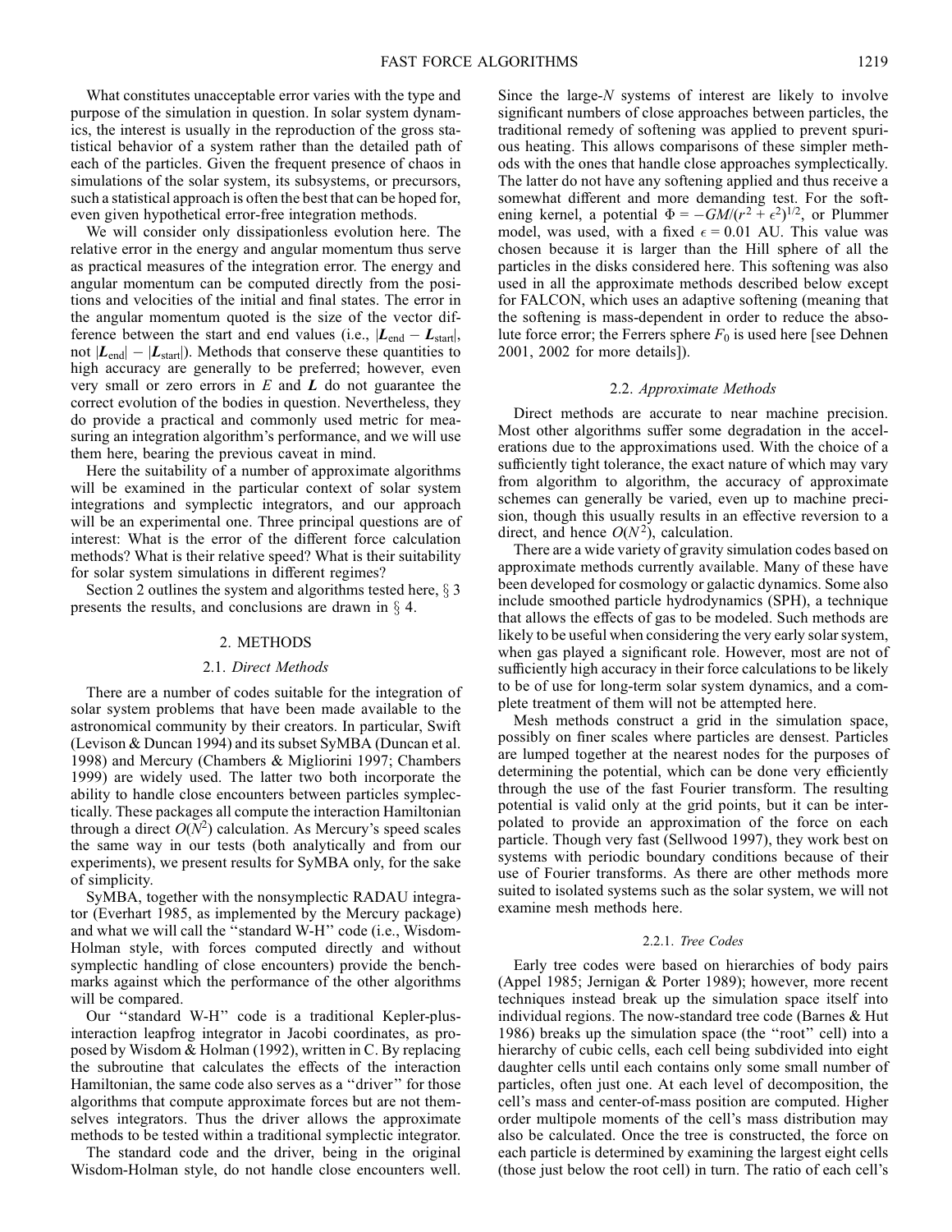What constitutes unacceptable error varies with the type and purpose of the simulation in question. In solar system dynamics, the interest is usually in the reproduction of the gross statistical behavior of a system rather than the detailed path of each of the particles. Given the frequent presence of chaos in simulations of the solar system, its subsystems, or precursors, such a statistical approach is often the best that can be hoped for, even given hypothetical error-free integration methods.

We will consider only dissipationless evolution here. The relative error in the energy and angular momentum thus serve as practical measures of the integration error. The energy and angular momentum can be computed directly from the positions and velocities of the initial and final states. The error in the angular momentum quoted is the size of the vector difference between the start and end values (i.e., $|\boldsymbol{L}_{\rm end} - \boldsymbol{L}_{\rm start}|$, not $|\boldsymbol{L}_{\rm end}| - |\boldsymbol{L}_{\rm start}|$). Methods that conserve these quantities to high accuracy are generally to be preferred; however, even very small or zero errors in $E$ and $\boldsymbol{L}$ do not guarantee the correct evolution of the bodies in question. Nevertheless, they do provide a practical and commonly used metric for measuring an integration algorithm's performance, and we will use them here, bearing the previous caveat in mind.

Here the suitability of a number of approximate algorithms will be examined in the particular context of solar system integrations and symplectic integrators, and our approach will be an experimental one. Three principal questions are of interest: What is the error of the different force calculation methods? What is their relative speed? What is their suitability for solar system simulations in different regimes?

Section 2 outlines the system and algorithms tested here, § 3 presents the results, and conclusions are drawn in § 4.

## 2. METHODS

### 2.1. *Direct Methods*

There are a number of codes suitable for the integration of solar system problems that have been made available to the astronomical community by their creators. In particular, Swift (Levison & Duncan 1994) and its subset SyMBA (Duncan et al. 1998) and Mercury (Chambers & Migliorini 1997; Chambers 1999) are widely used. The latter two both incorporate the ability to handle close encounters between particles symplectically. These packages all compute the interaction Hamiltonian through a direct $O(N^2)$ calculation. As Mercury's speed scales the same way in our tests (both analytically and from our experiments), we present results for SyMBA only, for the sake of simplicity.

SyMBA, together with the nonsymplectic RADAU integrator (Everhart 1985, as implemented by the Mercury package) and what we will call the "standard W-H" code (i.e., Wisdom-Holman style, with forces computed directly and without symplectic handling of close encounters) provide the benchmarks against which the performance of the other algorithms will be compared.

Our "standard W-H" code is a traditional Kepler-plus-interaction leapfrog integrator in Jacobi coordinates, as proposed by Wisdom & Holman (1992), written in C. By replacing the subroutine that calculates the effects of the interaction Hamiltonian, the same code also serves as a "driver" for those algorithms that compute approximate forces but are not themselves integrators. Thus the driver allows the approximate methods to be tested within a traditional symplectic integrator.

The standard code and the driver, being in the original Wisdom-Holman style, do not handle close encounters well. Since the large-$N$ systems of interest are likely to involve significant numbers of close approaches between particles, the traditional remedy of softening was applied to prevent spurious heating. This allows comparisons of these simpler methods with the ones that handle close approaches symplectically. The latter do not have any softening applied and thus receive a somewhat different and more demanding test. For the softening kernel, a potential $\Phi = -GM/(r^2 + \epsilon^2)^{1/2}$, or Plummer model, was used, with a fixed $\epsilon = 0.01$ AU. This value was chosen because it is larger than the Hill sphere of all the particles in the disks considered here. This softening was also used in all the approximate methods described below except for FALCON, which uses an adaptive softening (meaning that the softening is mass-dependent in order to reduce the absolute force error; the Ferrers sphere $F_0$ is used here [see Dehnen 2001, 2002 for more details]).

### 2.2. *Approximate Methods*

Direct methods are accurate to near machine precision. Most other algorithms suffer some degradation in the accelerations due to the approximations used. With the choice of a sufficiently tight tolerance, the exact nature of which may vary from algorithm to algorithm, the accuracy of approximate schemes can generally be varied, even up to machine precision, though this usually results in an effective reversion to a direct, and hence $O(N^2)$, calculation.

There are a wide variety of gravity simulation codes based on approximate methods currently available. Many of these have been developed for cosmology or galactic dynamics. Some also include smoothed particle hydrodynamics (SPH), a technique that allows the effects of gas to be modeled. Such methods are likely to be useful when considering the very early solar system, when gas played a significant role. However, most are not of sufficiently high accuracy in their force calculations to be likely to be of use for long-term solar system dynamics, and a complete treatment of them will not be attempted here.

Mesh methods construct a grid in the simulation space, possibly on finer scales where particles are densest. Particles are lumped together at the nearest nodes for the purposes of determining the potential, which can be done very efficiently through the use of the fast Fourier transform. The resulting potential is valid only at the grid points, but it can be interpolated to provide an approximation of the force on each particle. Though very fast (Sellwood 1997), they work best on systems with periodic boundary conditions because of their use of Fourier transforms. As there are other methods more suited to isolated systems such as the solar system, we will not examine mesh methods here.

#### 2.2.1. *Tree Codes*

Early tree codes were based on hierarchies of body pairs (Appel 1985; Jernigan & Porter 1989); however, more recent techniques instead break up the simulation space itself into individual regions. The now-standard tree code (Barnes & Hut 1986) breaks up the simulation space (the "root" cell) into a hierarchy of cubic cells, each cell being subdivided into eight daughter cells until each contains only some small number of particles, often just one. At each level of decomposition, the cell's mass and center-of-mass position are computed. Higher order multipole moments of the cell's mass distribution may also be calculated. Once the tree is constructed, the force on each particle is determined by examining the largest eight cells (those just below the root cell) in turn. The ratio of each cell's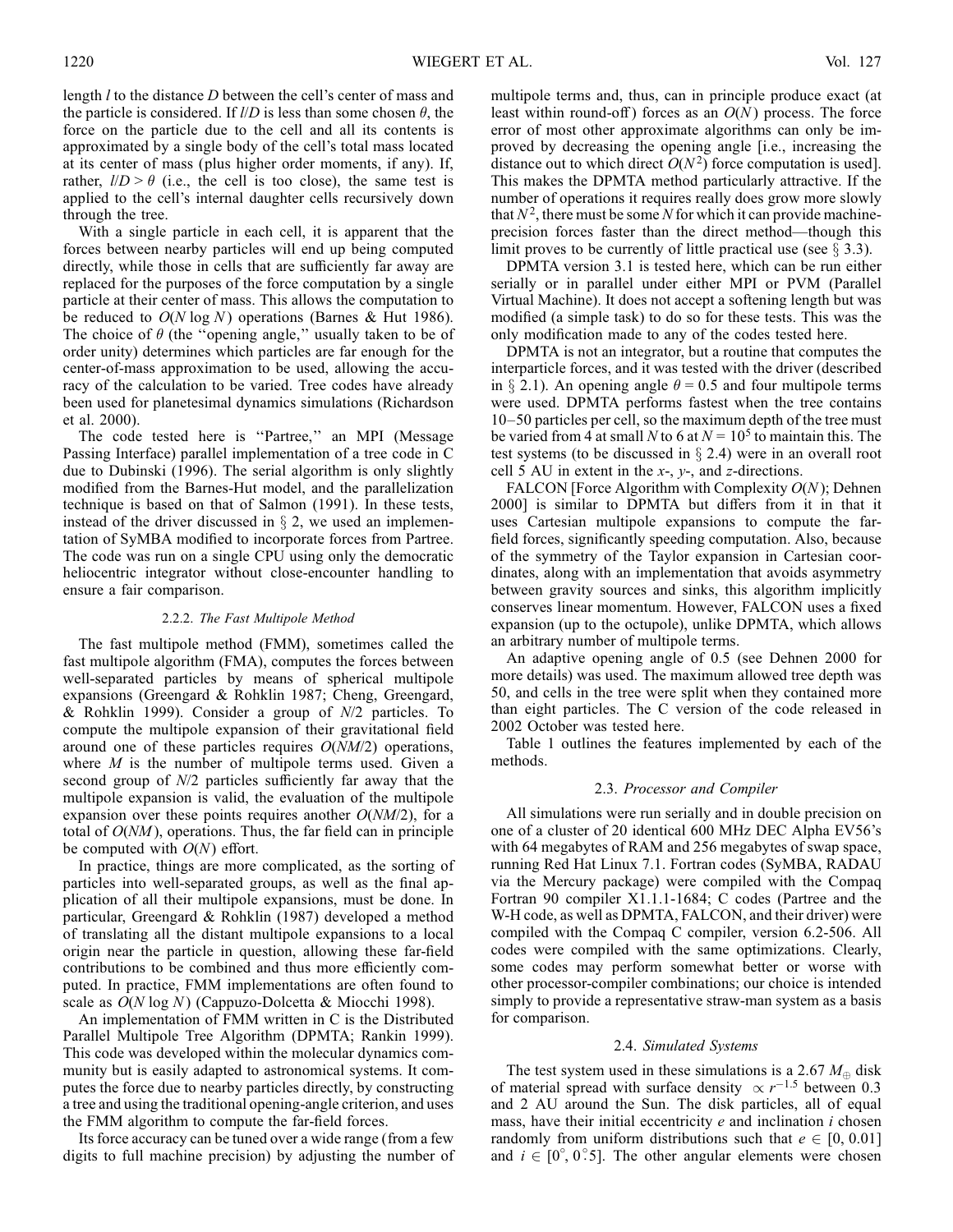length $l$ to the distance $D$ between the cell's center of mass and the particle is considered. If $l/D$ is less than some chosen $\theta$, the force on the particle due to the cell and all its contents is approximated by a single body of the cell's total mass located at its center of mass (plus higher order moments, if any). If, rather, $l/D > \theta$ (i.e., the cell is too close), the same test is applied to the cell's internal daughter cells recursively down through the tree.

With a single particle in each cell, it is apparent that the forces between nearby particles will end up being computed directly, while those in cells that are sufficiently far away are replaced for the purposes of the force computation by a single particle at their center of mass. This allows the computation to be reduced to $O(N \log N)$ operations (Barnes & Hut 1986). The choice of $\theta$ (the "opening angle," usually taken to be of order unity) determines which particles are far enough for the center-of-mass approximation to be used, allowing the accuracy of the calculation to be varied. Tree codes have already been used for planetesimal dynamics simulations (Richardson et al. 2000).

The code tested here is "Partree," an MPI (Message Passing Interface) parallel implementation of a tree code in C due to Dubinski (1996). The serial algorithm is only slightly modified from the Barnes-Hut model, and the parallelization technique is based on that of Salmon (1991). In these tests, instead of the driver discussed in § 2, we used an implementation of SyMBA modified to incorporate forces from Partree. The code was run on a single CPU using only the democratic heliocentric integrator without close-encounter handling to ensure a fair comparison.

#### 2.2.2. *The Fast Multipole Method*

The fast multipole method (FMM), sometimes called the fast multipole algorithm (FMA), computes the forces between well-separated particles by means of spherical multipole expansions (Greengard & Rohklin 1987; Cheng, Greengard, & Rohklin 1999). Consider a group of $N/2$ particles. To compute the multipole expansion of their gravitational field around one of these particles requires $O(NM/2)$ operations, where $M$ is the number of multipole terms used. Given a second group of $N/2$ particles sufficiently far away that the multipole expansion is valid, the evaluation of the multipole expansion over these points requires another $O(NM/2)$, for a total of $O(NM)$, operations. Thus, the far field can in principle be computed with $O(N)$ effort.

In practice, things are more complicated, as the sorting of particles into well-separated groups, as well as the final application of all their multipole expansions, must be done. In particular, Greengard & Rohklin (1987) developed a method of translating all the distant multipole expansions to a local origin near the particle in question, allowing these far-field contributions to be combined and thus more efficiently computed. In practice, FMM implementations are often found to scale as $O(N \log N)$ (Cappuzo-Dolcetta & Miocchi 1998).

An implementation of FMM written in C is the Distributed Parallel Multipole Tree Algorithm (DPMTA; Rankin 1999). This code was developed within the molecular dynamics community but is easily adapted to astronomical systems. It computes the force due to nearby particles directly, by constructing a tree and using the traditional opening-angle criterion, and uses the FMM algorithm to compute the far-field forces.

Its force accuracy can be tuned over a wide range (from a few digits to full machine precision) by adjusting the number of multipole terms and, thus, can in principle produce exact (at least within round-off) forces as an $O(N)$ process. The force error of most other approximate algorithms can only be improved by decreasing the opening angle [i.e., increasing the distance out to which direct $O(N^2)$ force computation is used]. This makes the DPMTA method particularly attractive. If the number of operations it requires really does grow more slowly that $N^2$, there must be some $N$ for which it can provide machine-precision forces faster than the direct method—though this limit proves to be currently of little practical use (see § 3.3).

DPMTA version 3.1 is tested here, which can be run either serially or in parallel under either MPI or PVM (Parallel Virtual Machine). It does not accept a softening length but was modified (a simple task) to do so for these tests. This was the only modification made to any of the codes tested here.

DPMTA is not an integrator, but a routine that computes the interparticle forces, and it was tested with the driver (described in § 2.1). An opening angle $\theta = 0.5$ and four multipole terms were used. DPMTA performs fastest when the tree contains 10–50 particles per cell, so the maximum depth of the tree must be varied from 4 at small $N$ to 6 at $N = 10^5$ to maintain this. The test systems (to be discussed in § 2.4) were in an overall root cell 5 AU in extent in the $x$-, $y$-, and $z$-directions.

FALCON [Force Algorithm with Complexity $O(N)$; Dehnen 2000] is similar to DPMTA but differs from it in that it uses Cartesian multipole expansions to compute the far-field forces, significantly speeding computation. Also, because of the symmetry of the Taylor expansion in Cartesian coordinates, along with an implementation that avoids asymmetry between gravity sources and sinks, this algorithm implicitly conserves linear momentum. However, FALCON uses a fixed expansion (up to the octupole), unlike DPMTA, which allows an arbitrary number of multipole terms.

An adaptive opening angle of 0.5 (see Dehnen 2000 for more details) was used. The maximum allowed tree depth was 50, and cells in the tree were split when they contained more than eight particles. The C version of the code released in 2002 October was tested here.

Table 1 outlines the features implemented by each of the methods.

### 2.3. *Processor and Compiler*

All simulations were run serially and in double precision on one of a cluster of 20 identical 600 MHz DEC Alpha EV56's with 64 megabytes of RAM and 256 megabytes of swap space, running Red Hat Linux 7.1. Fortran codes (SyMBA, RADAU via the Mercury package) were compiled with the Compaq Fortran 90 compiler X1.1.1-1684; C codes (Partree and the W-H code, as well as DPMTA, FALCON, and their driver) were compiled with the Compaq C compiler, version 6.2-506. All codes were compiled with the same optimizations. Clearly, some codes may perform somewhat better or worse with other processor-compiler combinations; our choice is intended simply to provide a representative straw-man system as a basis for comparison.

### 2.4. *Simulated Systems*

The test system used in these simulations is a 2.67 $M_\oplus$ disk of material spread with surface density $\propto r^{-1.5}$ between 0.3 and 2 AU around the Sun. The disk particles, all of equal mass, have their initial eccentricity $e$ and inclination $i$ chosen randomly from uniform distributions such that $e \in [0, 0.01]$ and $i \in [0^\circ, 0\overset{\circ}{.}5]$. The other angular elements were chosen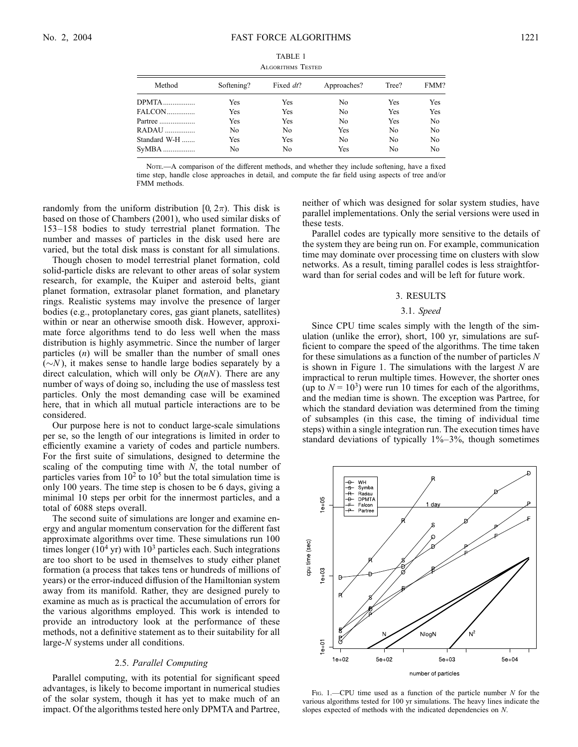TABLE 1

Algorithms Tested

| Method | Softening? | Fixed $dt$? | Approaches? | Tree? | FMM? |
|---|---|---|---|---|---|
| DPMTA | Yes | Yes | No | Yes | Yes |
| FALCON | Yes | Yes | No | Yes | Yes |
| Partree | Yes | Yes | No | Yes | No |
| RADAU | No | No | Yes | No | No |
| Standard W-H | Yes | Yes | No | No | No |
| SyMBA | No | No | Yes | No | No |

Note.—A comparison of the different methods, and whether they include softening, have a fixed time step, handle close approaches in detail, and compute the far field using aspects of tree and/or FMM methods.

randomly from the uniform distribution $[0, 2\pi)$. This disk is based on those of Chambers (2001), who used similar disks of 153–158 bodies to study terrestrial planet formation. The number and masses of particles in the disk used here are varied, but the total disk mass is constant for all simulations.

Though chosen to model terrestrial planet formation, cold solid-particle disks are relevant to other areas of solar system research, for example, the Kuiper and asteroid belts, giant planet formation, extrasolar planet formation, and planetary rings. Realistic systems may involve the presence of larger bodies (e.g., protoplanetary cores, gas giant planets, satellites) within or near an otherwise smooth disk. However, approximate force algorithms tend to do less well when the mass distribution is highly asymmetric. Since the number of larger particles ($n$) will be smaller than the number of small ones ($\sim N$), it makes sense to handle large bodies separately by a direct calculation, which will only be $O(nN)$. There are any number of ways of doing so, including the use of massless test particles. Only the most demanding case will be examined here, that in which all mutual particle interactions are to be considered.

Our purpose here is not to conduct large-scale simulations per se, so the length of our integrations is limited in order to efficiently examine a variety of codes and particle numbers. For the first suite of simulations, designed to determine the scaling of the computing time with $N$, the total number of particles varies from $10^2$ to $10^5$ but the total simulation time is only 100 years. The time step is chosen to be 6 days, giving a minimal 10 steps per orbit for the innermost particles, and a total of 6088 steps overall.

The second suite of simulations are longer and examine energy and angular momentum conservation for the different fast approximate algorithms over time. These simulations run 100 times longer ($10^4$ yr) with $10^3$ particles each. Such integrations are too short to be used in themselves to study either planet formation (a process that takes tens or hundreds of millions of years) or the error-induced diffusion of the Hamiltonian system away from its manifold. Rather, they are designed purely to examine as much as is practical the accumulation of errors for the various algorithms employed. This work is intended to provide an introductory look at the performance of these methods, not a definitive statement as to their suitability for all large-$N$ systems under all conditions.

### 2.5. *Parallel Computing*

Parallel computing, with its potential for significant speed advantages, is likely to become important in numerical studies of the solar system, though it has yet to make much of an impact. Of the algorithms tested here only DPMTA and Partree, neither of which was designed for solar system studies, have parallel implementations. Only the serial versions were used in these tests.

Parallel codes are typically more sensitive to the details of the system they are being run on. For example, communication time may dominate over processing time on clusters with slow networks. As a result, timing parallel codes is less straightforward than for serial codes and will be left for future work.

## 3. RESULTS

### 3.1. *Speed*

Since CPU time scales simply with the length of the simulation (unlike the error), short, 100 yr, simulations are sufficient to compare the speed of the algorithms. The time taken for these simulations as a function of the number of particles $N$ is shown in Figure 1. The simulations with the largest $N$ are impractical to rerun multiple times. However, the shorter ones (up to $N = 10^3$) were run 10 times for each of the algorithms, and the median time is shown. The exception was Partree, for which the standard deviation was determined from the timing of subsamples (in this case, the timing of individual time steps) within a single integration run. The execution times have standard deviations of typically 1%–3%, though sometimes

Fig. 1.—CPU time used as a function of the particle number $N$ for the various algorithms tested for 100 yr simulations. The heavy lines indicate the slopes expected of methods with the indicated dependencies on $N$.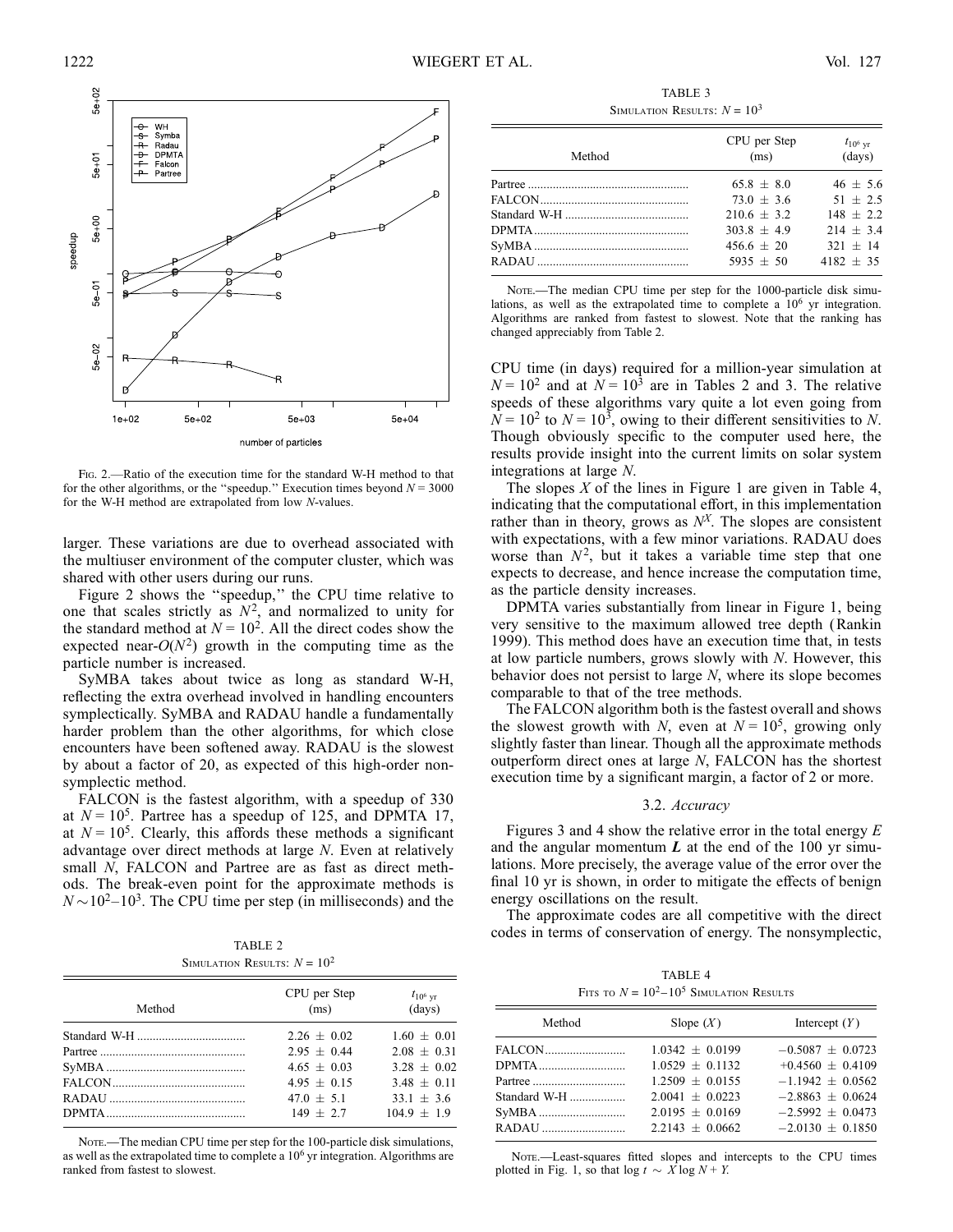Fig. 2.—Ratio of the execution time for the standard W-H method to that for the other algorithms, or the "speedup." Execution times beyond $N = 3000$ for the W-H method are extrapolated from low $N$-values.

larger. These variations are due to overhead associated with the multiuser environment of the computer cluster, which was shared with other users during our runs.

Figure 2 shows the "speedup," the CPU time relative to one that scales strictly as $N^2$, and normalized to unity for the standard method at $N = 10^2$. All the direct codes show the expected near-$O(N^2)$ growth in the computing time as the particle number is increased.

SyMBA takes about twice as long as standard W-H, reflecting the extra overhead involved in handling encounters symplectically. SyMBA and RADAU handle a fundamentally harder problem than the other algorithms, for which close encounters have been softened away. RADAU is the slowest by about a factor of 20, as expected of this high-order non-symplectic method.

FALCON is the fastest algorithm, with a speedup of 330 at $N = 10^5$. Partree has a speedup of 125, and DPMTA 17, at $N = 10^5$. Clearly, this affords these methods a significant advantage over direct methods at large $N$. Even at relatively small $N$, FALCON and Partree are as fast as direct methods. The break-even point for the approximate methods is $N \sim 10^2$–$10^3$. The CPU time per step (in milliseconds) and the CPU time (in days) required for a million-year simulation at $N = 10^2$ and at $N = 10^3$ are in Tables 2 and 3. The relative speeds of these algorithms vary quite a lot even going from $N = 10^2$ to $N = 10^3$, owing to their different sensitivities to $N$. Though obviously specific to the computer used here, the results provide insight into the current limits on solar system integrations at large $N$.

The slopes $X$ of the lines in Figure 1 are given in Table 4, indicating that the computational effort, in this implementation rather than in theory, grows as $N^X$. The slopes are consistent with expectations, with a few minor variations. RADAU does worse than $N^2$, but it takes a variable time step that one expects to decrease, and hence increase the computation time, as the particle density increases.

DPMTA varies substantially from linear in Figure 1, being very sensitive to the maximum allowed tree depth (Rankin 1999). This method does have an execution time that, in tests at low particle numbers, grows slowly with $N$. However, this behavior does not persist to large $N$, where its slope becomes comparable to that of the tree methods.

The FALCON algorithm both is the fastest overall and shows the slowest growth with $N$, even at $N = 10^5$, growing only slightly faster than linear. Though all the approximate methods outperform direct ones at large $N$, FALCON has the shortest execution time by a significant margin, a factor of 2 or more.

TABLE 2
Simulation Results: $N = 10^2$

| Method | CPU per Step (ms) | $t_{10^6\ \mathrm{yr}}$ (days) |
|---|---|---|
| Standard W-H | $2.26 \pm 0.02$ | $1.60 \pm 0.01$ |
| Partree | $2.95 \pm 0.44$ | $2.08 \pm 0.31$ |
| SyMBA | $4.65 \pm 0.03$ | $3.28 \pm 0.02$ |
| FALCON | $4.95 \pm 0.15$ | $3.48 \pm 0.11$ |
| RADAU | $47.0 \pm 5.1$ | $33.1 \pm 3.6$ |
| DPMTA | $149 \pm 2.7$ | $104.9 \pm 1.9$ |

Note.—The median CPU time per step for the 100-particle disk simulations, as well as the extrapolated time to complete a $10^6$ yr integration. Algorithms are ranked from fastest to slowest.

TABLE 3
Simulation Results: $N = 10^3$

| Method | CPU per Step (ms) | $t_{10^6\ \mathrm{yr}}$ (days) |
|---|---|---|
| Partree | $65.8 \pm 8.0$ | $46 \pm 5.6$ |
| FALCON | $73.0 \pm 3.6$ | $51 \pm 2.5$ |
| Standard W-H | $210.6 \pm 3.2$ | $148 \pm 2.2$ |
| DPMTA | $303.8 \pm 4.9$ | $214 \pm 3.4$ |
| SyMBA | $456.6 \pm 20$ | $321 \pm 14$ |
| RADAU | $5935 \pm 50$ | $4182 \pm 35$ |

Note.—The median CPU time per step for the 1000-particle disk simulations, as well as the extrapolated time to complete a $10^6$ yr integration. Algorithms are ranked from fastest to slowest. Note that the ranking has changed appreciably from Table 2.

### 3.2. *Accuracy*

Figures 3 and 4 show the relative error in the total energy $E$ and the angular momentum $\boldsymbol{L}$ at the end of the 100 yr simulations. More precisely, the average value of the error over the final 10 yr is shown, in order to mitigate the effects of benign energy oscillations on the result.

The approximate codes are all competitive with the direct codes in terms of conservation of energy. The nonsymplectic,

TABLE 4
Fits to $N = 10^2$–$10^5$ Simulation Results

| Method | Slope ($X$) | Intercept ($Y$) |
|---|---|---|
| FALCON | $1.0342 \pm 0.0199$ | $-0.5087 \pm 0.0723$ |
| DPMTA | $1.0529 \pm 0.1132$ | $+0.4560 \pm 0.4109$ |
| Partree | $1.2509 \pm 0.0155$ | $-1.1942 \pm 0.0562$ |
| Standard W-H | $2.0041 \pm 0.0223$ | $-2.8863 \pm 0.0624$ |
| SyMBA | $2.0195 \pm 0.0169$ | $-2.5992 \pm 0.0473$ |
| RADAU | $2.2143 \pm 0.0662$ | $-2.0130 \pm 0.1850$ |

Note.—Least-squares fitted slopes and intercepts to the CPU times plotted in Fig. 1, so that $\log t \sim X \log N + Y$.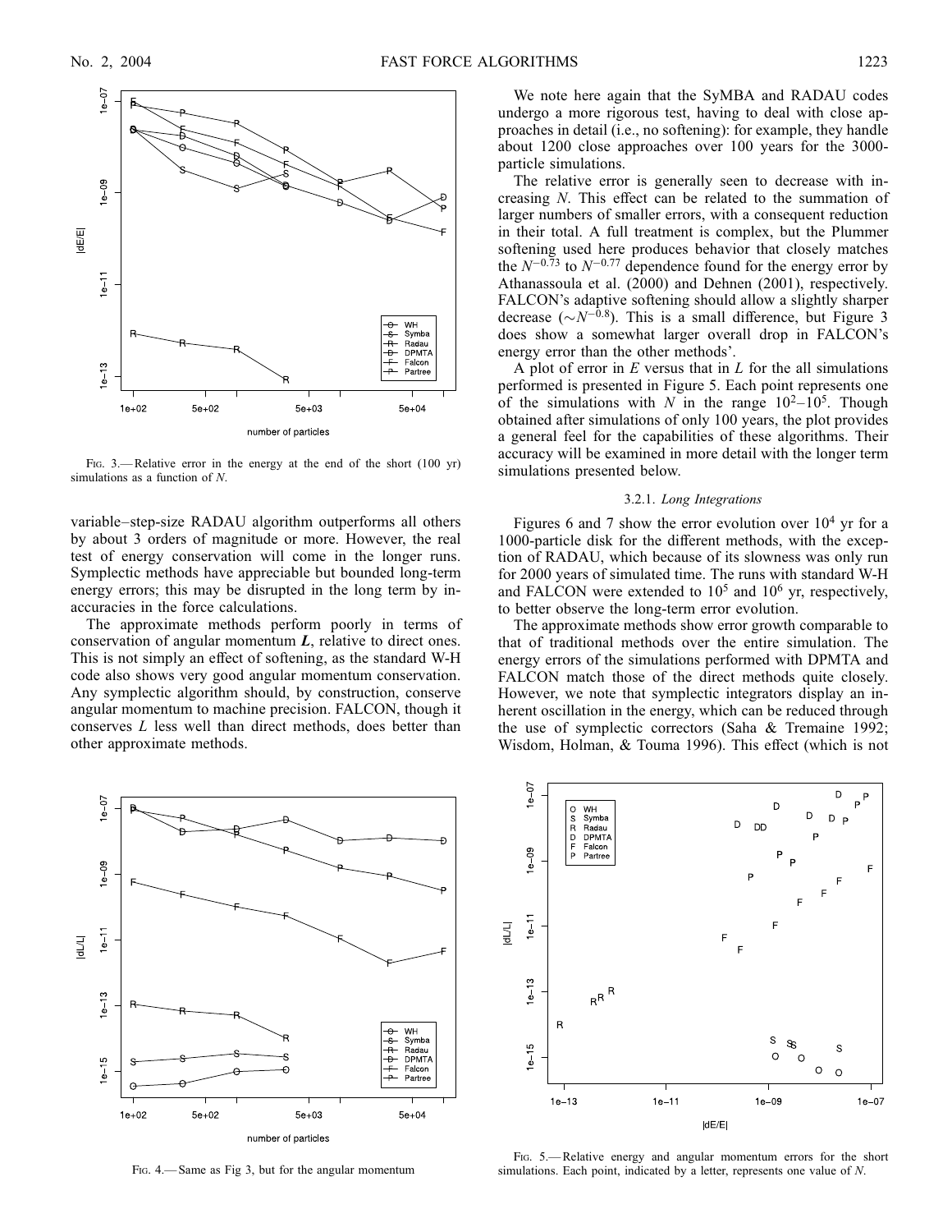Fig. 3.— Relative error in the energy at the end of the short (100 yr) simulations as a function of $N$.

variable–step-size RADAU algorithm outperforms all others by about 3 orders of magnitude or more. However, the real test of energy conservation will come in the longer runs. Symplectic methods have appreciable but bounded long-term energy errors; this may be disrupted in the long term by inaccuracies in the force calculations.

The approximate methods perform poorly in terms of conservation of angular momentum $\boldsymbol{L}$, relative to direct ones. This is not simply an effect of softening, as the standard W-H code also shows very good angular momentum conservation. Any symplectic algorithm should, by construction, conserve angular momentum to machine precision. FALCON, though it conserves $L$ less well than direct methods, does better than other approximate methods.

We note here again that the SyMBA and RADAU codes undergo a more rigorous test, having to deal with close approaches in detail (i.e., no softening): for example, they handle about 1200 close approaches over 100 years for the 3000-particle simulations.

The relative error is generally seen to decrease with increasing $N$. This effect can be related to the summation of larger numbers of smaller errors, with a consequent reduction in their total. A full treatment is complex, but the Plummer softening used here produces behavior that closely matches the $N^{-0.73}$ to $N^{-0.77}$ dependence found for the energy error by Athanassoula et al. (2000) and Dehnen (2001), respectively. FALCON's adaptive softening should allow a slightly sharper decrease ($\sim N^{-0.8}$). This is a small difference, but Figure 3 does show a somewhat larger overall drop in FALCON's energy error than the other methods'.

A plot of error in $E$ versus that in $L$ for the all simulations performed is presented in Figure 5. Each point represents one of the simulations with $N$ in the range $10^2$–$10^5$. Though obtained after simulations of only 100 years, the plot provides a general feel for the capabilities of these algorithms. Their accuracy will be examined in more detail with the longer term simulations presented below.

### 3.2.1. *Long Integrations*

Figures 6 and 7 show the error evolution over $10^4$ yr for a 1000-particle disk for the different methods, with the exception of RADAU, which because of its slowness was only run for 2000 years of simulated time. The runs with standard W-H and FALCON were extended to $10^5$ and $10^6$ yr, respectively, to better observe the long-term error evolution.

The approximate methods show error growth comparable to that of traditional methods over the entire simulation. The energy errors of the simulations performed with DPMTA and FALCON match those of the direct methods quite closely. However, we note that symplectic integrators display an inherent oscillation in the energy, which can be reduced through the use of symplectic correctors (Saha & Tremaine 1992; Wisdom, Holman, & Touma 1996). This effect (which is not

Fig. 4.— Same as Fig 3, but for the angular momentum

Fig. 5.— Relative energy and angular momentum errors for the short simulations. Each point, indicated by a letter, represents one value of $N$.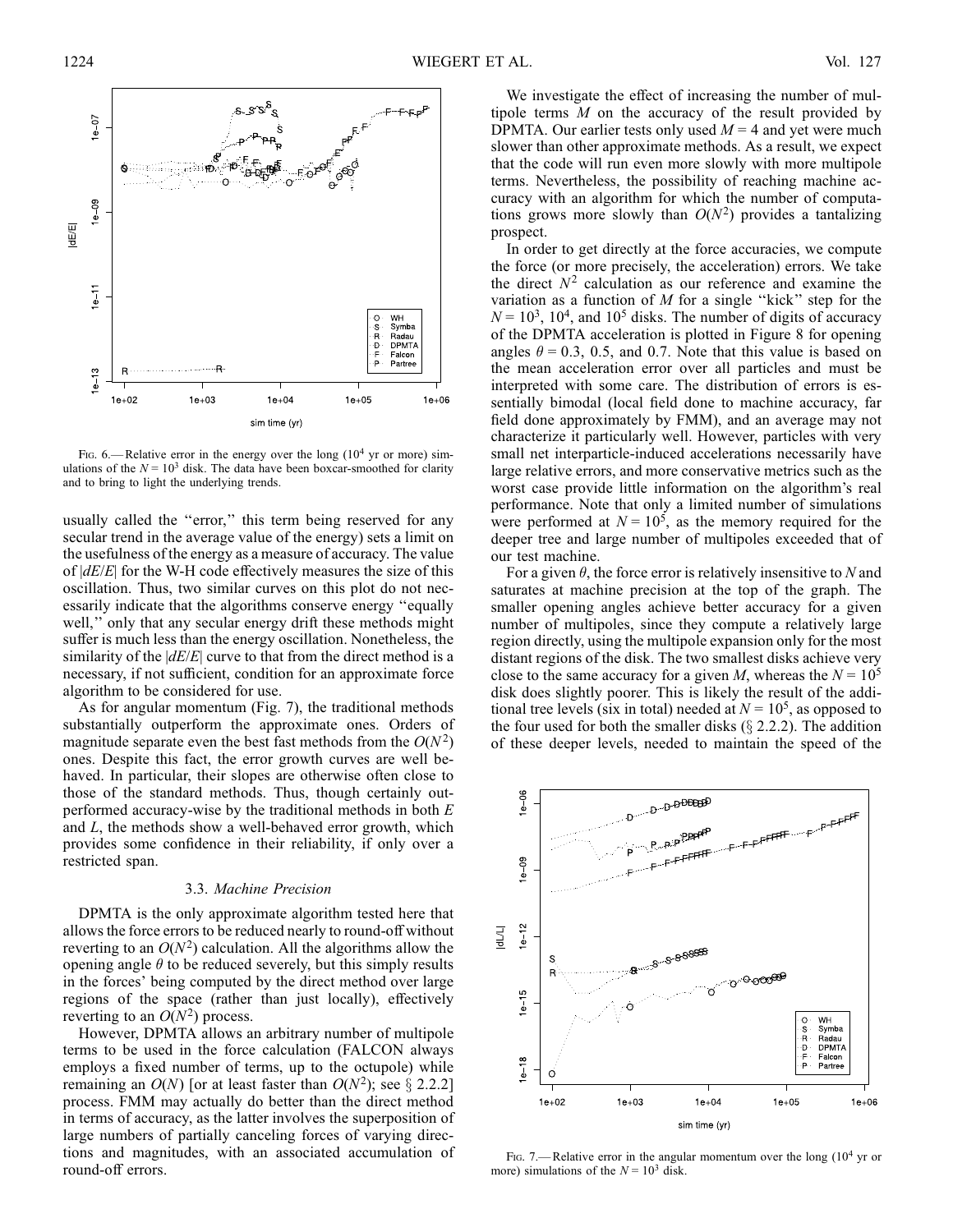FIG. 6.— Relative error in the energy over the long ($10^4$ yr or more) simulations of the $N = 10^3$ disk. The data have been boxcar-smoothed for clarity and to bring to light the underlying trends.

usually called the "error," this term being reserved for any secular trend in the average value of the energy) sets a limit on the usefulness of the energy as a measure of accuracy. The value of $|dE/E|$ for the W-H code effectively measures the size of this oscillation. Thus, two similar curves on this plot do not necessarily indicate that the algorithms conserve energy "equally well," only that any secular energy drift these methods might suffer is much less than the energy oscillation. Nonetheless, the similarity of the $|dE/E|$ curve to that from the direct method is a necessary, if not sufficient, condition for an approximate force algorithm to be considered for use.

As for angular momentum (Fig. 7), the traditional methods substantially outperform the approximate ones. Orders of magnitude separate even the best fast methods from the $O(N^2)$ ones. Despite this fact, the error growth curves are well behaved. In particular, their slopes are otherwise often close to those of the standard methods. Thus, though certainly outperformed accuracy-wise by the traditional methods in both $E$ and $L$, the methods show a well-behaved error growth, which provides some confidence in their reliability, if only over a restricted span.

### 3.3. *Machine Precision*

DPMTA is the only approximate algorithm tested here that allows the force errors to be reduced nearly to round-off without reverting to an $O(N^2)$ calculation. All the algorithms allow the opening angle $\theta$ to be reduced severely, but this simply results in the forces' being computed by the direct method over large regions of the space (rather than just locally), effectively reverting to an $O(N^2)$ process.

However, DPMTA allows an arbitrary number of multipole terms to be used in the force calculation (FALCON always employs a fixed number of terms, up to the octupole) while remaining an $O(N)$ [or at least faster than $O(N^2)$; see § 2.2.2] process. FMM may actually do better than the direct method in terms of accuracy, as the latter involves the superposition of large numbers of partially canceling forces of varying directions and magnitudes, with an associated accumulation of round-off errors.

We investigate the effect of increasing the number of multipole terms $M$ on the accuracy of the result provided by DPMTA. Our earlier tests only used $M = 4$ and yet were much slower than other approximate methods. As a result, we expect that the code will run even more slowly with more multipole terms. Nevertheless, the possibility of reaching machine accuracy with an algorithm for which the number of computations grows more slowly than $O(N^2)$ provides a tantalizing prospect.

In order to get directly at the force accuracies, we compute the force (or more precisely, the acceleration) errors. We take the direct $N^2$ calculation as our reference and examine the variation as a function of $M$ for a single "kick" step for the $N = 10^3$, $10^4$, and $10^5$ disks. The number of digits of accuracy of the DPMTA acceleration is plotted in Figure 8 for opening angles $\theta = 0.3$, 0.5, and 0.7. Note that this value is based on the mean acceleration error over all particles and must be interpreted with some care. The distribution of errors is essentially bimodal (local field done to machine accuracy, far field done approximately by FMM), and an average may not characterize it particularly well. However, particles with very small net interparticle-induced accelerations necessarily have large relative errors, and more conservative metrics such as the worst case provide little information on the algorithm's real performance. Note that only a limited number of simulations were performed at $N = 10^5$, as the memory required for the deeper tree and large number of multipoles exceeded that of our test machine.

For a given $\theta$, the force error is relatively insensitive to $N$ and saturates at machine precision at the top of the graph. The smaller opening angles achieve better accuracy for a given number of multipoles, since they compute a relatively large region directly, using the multipole expansion only for the most distant regions of the disk. The two smallest disks achieve very close to the same accuracy for a given $M$, whereas the $N = 10^5$ disk does slightly poorer. This is likely the result of the additional tree levels (six in total) needed at $N = 10^5$, as opposed to the four used for both the smaller disks (§ 2.2.2). The addition of these deeper levels, needed to maintain the speed of the

FIG. 7.— Relative error in the angular momentum over the long ($10^4$ yr or more) simulations of the $N = 10^3$ disk.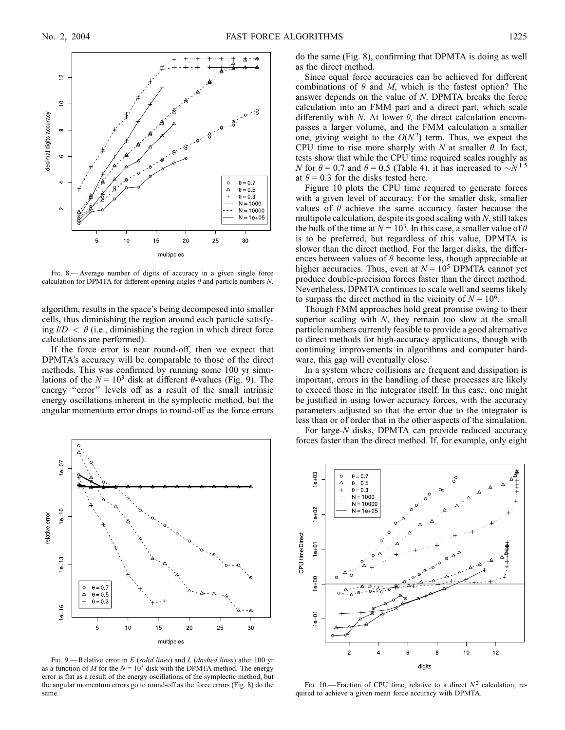Fig. 8.— Average number of digits of accuracy in a given single force calculation for DPMTA for different opening angles $\theta$ and particle numbers $N$.

algorithm, results in the space's being decomposed into smaller cells, thus diminishing the region around each particle satisfying $l/D < \theta$ (i.e., diminishing the region in which direct force calculations are performed).

If the force error is near round-off, then we expect that DPMTA's accuracy will be comparable to those of the direct methods. This was confirmed by running some 100 yr simulations of the $N = 10^3$ disk at different $\theta$-values (Fig. 9). The energy "error" levels off as a result of the small intrinsic energy oscillations inherent in the symplectic method, but the angular momentum error drops to round-off as the force errors do the same (Fig. 8), confirming that DPMTA is doing as well as the direct method.

Since equal force accuracies can be achieved for different combinations of $\theta$ and $M$, which is the fastest option? The answer depends on the value of $N$. DPMTA breaks the force calculation into an FMM part and a direct part, which scale differently with $N$. At lower $\theta$, the direct calculation encompasses a larger volume, and the FMM calculation a smaller one, giving weight to the $O(N^2)$ term. Thus, we expect the CPU time to rise more sharply with $N$ at smaller $\theta$. In fact, tests show that while the CPU time required scales roughly as $N$ for $\theta = 0.7$ and $\theta = 0.5$ (Table 4), it has increased to $\sim N^{1.5}$ at $\theta = 0.3$ for the disks tested here.

Figure 10 plots the CPU time required to generate forces with a given level of accuracy. For the smaller disk, smaller values of $\theta$ achieve the same accuracy faster because the multipole calculation, despite its good scaling with $N$, still takes the bulk of the time at $N = 10^3$. In this case, a smaller value of $\theta$ is to be preferred, but regardless of this value, DPMTA is slower than the direct method. For the larger disks, the differences between values of $\theta$ become less, though appreciable at higher accuracies. Thus, even at $N = 10^5$ DPMTA cannot yet produce double-precision forces faster than the direct method. Nevertheless, DPMTA continues to scale well and seems likely to surpass the direct method in the vicinity of $N = 10^6$.

Though FMM approaches hold great promise owing to their superior scaling with $N$, they remain too slow at the small particle numbers currently feasible to provide a good alternative to direct methods for high-accuracy applications, though with continuing improvements in algorithms and computer hardware, this gap will eventually close.

In a system where collisions are frequent and dissipation is important, errors in the handling of these processes are likely to exceed those in the integrator itself. In this case, one might be justified in using lower accuracy forces, with the accuracy parameters adjusted so that the error due to the integrator is less than or of order that in the other aspects of the simulation.

For large-$N$ disks, DPMTA can provide reduced accuracy forces faster than the direct method. If, for example, only eight

Fig. 9.— Relative error in $E$ (*solid lines*) and $L$ (*dashed lines*) after 100 yr as a function of $M$ for the $N = 10^3$ disk with the DPMTA method. The energy error is flat as a result of the energy oscillations of the symplectic method, but the angular momentum errors go to round-off as the force errors (Fig. 8) do the same.

Fig. 10.— Fraction of CPU time, relative to a direct $N^2$ calculation, required to achieve a given mean force accuracy with DPMTA.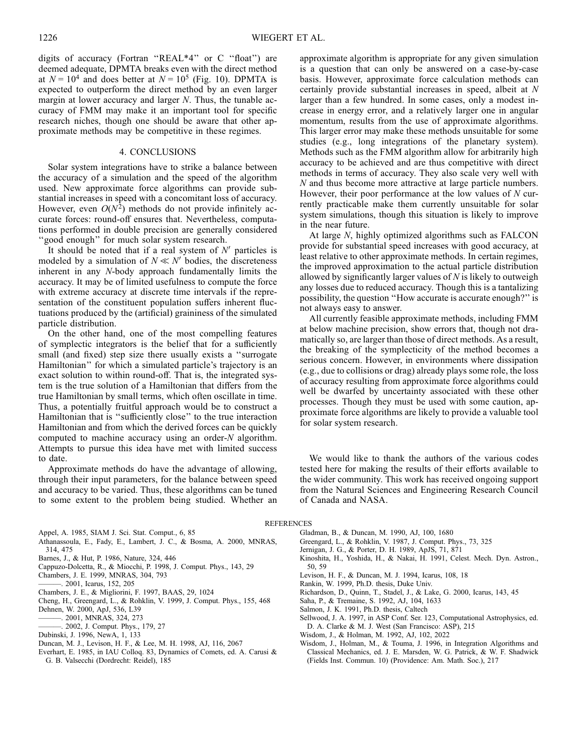digits of accuracy (Fortran "REAL*4" or C "float") are deemed adequate, DPMTA breaks even with the direct method at $N = 10^4$ and does better at $N = 10^5$ (Fig. 10). DPMTA is expected to outperform the direct method by an even larger margin at lower accuracy and larger $N$. Thus, the tunable accuracy of FMM may make it an important tool for specific research niches, though one should be aware that other approximate methods may be competitive in these regimes.

## 4. CONCLUSIONS

Solar system integrations have to strike a balance between the accuracy of a simulation and the speed of the algorithm used. New approximate force algorithms can provide substantial increases in speed with a concomitant loss of accuracy. However, even $O(N^2)$ methods do not provide infinitely accurate forces: round-off ensures that. Nevertheless, computations performed in double precision are generally considered "good enough" for much solar system research.

It should be noted that if a real system of $N'$ particles is modeled by a simulation of $N \ll N'$ bodies, the discreteness inherent in any $N$-body approach fundamentally limits the accuracy. It may be of limited usefulness to compute the force with extreme accuracy at discrete time intervals if the representation of the constituent population suffers inherent fluctuations produced by the (artificial) graininess of the simulated particle distribution.

On the other hand, one of the most compelling features of symplectic integrators is the belief that for a sufficiently small (and fixed) step size there usually exists a "surrogate Hamiltonian" for which a simulated particle's trajectory is an exact solution to within round-off. That is, the integrated system is the true solution of a Hamiltonian that differs from the true Hamiltonian by small terms, which often oscillate in time. Thus, a potentially fruitful approach would be to construct a Hamiltonian that is "sufficiently close" to the true interaction Hamiltonian and from which the derived forces can be quickly computed to machine accuracy using an order-$N$ algorithm. Attempts to pursue this idea have met with limited success to date.

Approximate methods do have the advantage of allowing, through their input parameters, for the balance between speed and accuracy to be varied. Thus, these algorithms can be tuned to some extent to the problem being studied. Whether an approximate algorithm is appropriate for any given simulation is a question that can only be answered on a case-by-case basis. However, approximate force calculation methods can certainly provide substantial increases in speed, albeit at $N$ larger than a few hundred. In some cases, only a modest increase in energy error, and a relatively larger one in angular momentum, results from the use of approximate algorithms. This larger error may make these methods unsuitable for some studies (e.g., long integrations of the planetary system). Methods such as the FMM algorithm allow for arbitrarily high accuracy to be achieved and are thus competitive with direct methods in terms of accuracy. They also scale very well with $N$ and thus become more attractive at large particle numbers. However, their poor performance at the low values of $N$ currently practicable make them currently unsuitable for solar system simulations, though this situation is likely to improve in the near future.

At large $N$, highly optimized algorithms such as FALCON provide for substantial speed increases with good accuracy, at least relative to other approximate methods. In certain regimes, the improved approximation to the actual particle distribution allowed by significantly larger values of $N$ is likely to outweigh any losses due to reduced accuracy. Though this is a tantalizing possibility, the question "How accurate is accurate enough?" is not always easy to answer.

All currently feasible approximate methods, including FMM at below machine precision, show errors that, though not dramatically so, are larger than those of direct methods. As a result, the breaking of the symplecticity of the method becomes a serious concern. However, in environments where dissipation (e.g., due to collisions or drag) already plays some role, the loss of accuracy resulting from approximate force algorithms could well be dwarfed by uncertainty associated with these other processes. Though they must be used with some caution, approximate force algorithms are likely to provide a valuable tool for solar system research.

We would like to thank the authors of the various codes tested here for making the results of their efforts available to the wider community. This work has received ongoing support from the Natural Sciences and Engineering Research Council of Canada and NASA.

## REFERENCES

Appel, A. 1985, SIAM J. Sci. Stat. Comput., 6, 85
Athanassoula, E., Fady, E., Lambert, J. C., & Bosma, A. 2000, MNRAS, 314, 475
Barnes, J., & Hut, P. 1986, Nature, 324, 446
Cappuzo-Dolcetta, R., & Miocchi, P. 1998, J. Comput. Phys., 143, 29
Chambers, J. E. 1999, MNRAS, 304, 793
———. 2001, Icarus, 152, 205
Chambers, J. E., & Migliorini, F. 1997, BAAS, 29, 1024
Cheng, H., Greengard, L., & Rohklin, V. 1999, J. Comput. Phys., 155, 468
Dehnen, W. 2000, ApJ, 536, L39
———. 2001, MNRAS, 324, 273
———. 2002, J. Comput. Phys., 179, 27
Dubinski, J. 1996, NewA, 1, 133
Duncan, M. J., Levison, H. F., & Lee, M. H. 1998, AJ, 116, 2067
Everhart, E. 1985, in IAU Colloq. 83, Dynamics of Comets, ed. A. Carusi & G. B. Valsecchi (Dordrecht: Reidel), 185
Gladman, B., & Duncan, M. 1990, AJ, 100, 1680
Greengard, L., & Rohklin, V. 1987, J. Comput. Phys., 73, 325
Jernigan, J. G., & Porter, D. H. 1989, ApJS, 71, 871
Kinoshita, H., Yoshida, H., & Nakai, H. 1991, Celest. Mech. Dyn. Astron., 50, 59
Levison, H. F., & Duncan, M. J. 1994, Icarus, 108, 18
Rankin, W. 1999, Ph.D. thesis, Duke Univ.
Richardson, D., Quinn, T., Stadel, J., & Lake, G. 2000, Icarus, 143, 45
Saha, P., & Tremaine, S. 1992, AJ, 104, 1633
Salmon, J. K. 1991, Ph.D. thesis, Caltech
Sellwood, J. A. 1997, in ASP Conf. Ser. 123, Computational Astrophysics, ed. D. A. Clarke & M. J. West (San Francisco: ASP), 215
Wisdom, J., & Holman, M. 1992, AJ, 102, 2022
Wisdom, J., Holman, M., & Touma, J. 1996, in Integration Algorithms and Classical Mechanics, ed. J. E. Marsden, W. G. Patrick, & W. F. Shadwick (Fields Inst. Commun. 10) (Providence: Am. Math. Soc.), 217